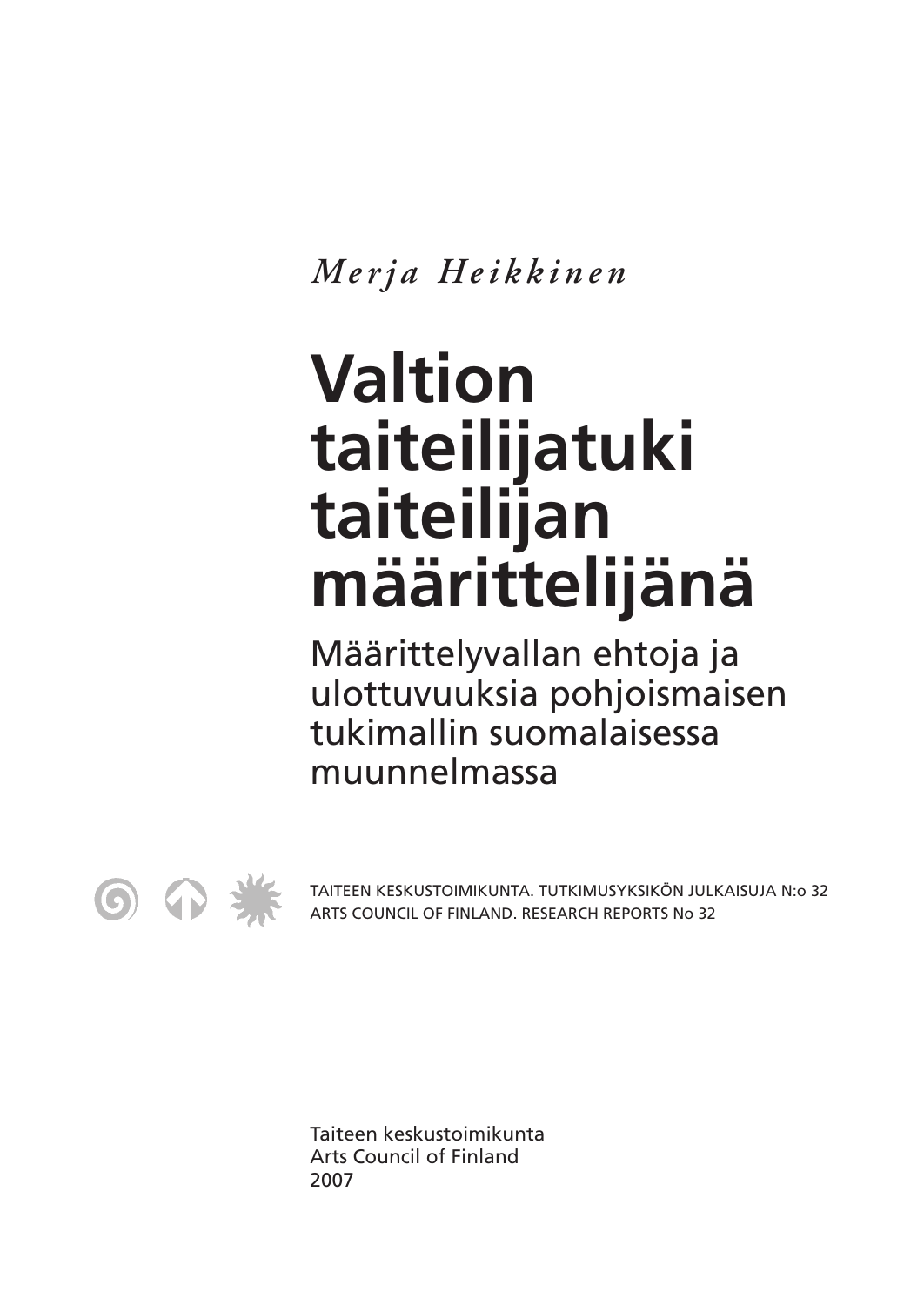*Merja Heikkinen*

# Valtion taiteilijatuki taiteilijan määrittelijänä

## Määrittelyvallan ehtoja ja ulottuvuuksia pohjoismaisen tukimallin suomalaisessa muunnelmassa

TAITEEN KESKUSTOIMIKUNTA. TUTKIMUSYKSIKÖN JULKAISUJA N:o 32
ARTS COUNCIL OF FINLAND. RESEARCH REPORTS No 32

Taiteen keskustoimikunta
Arts Council of Finland
2007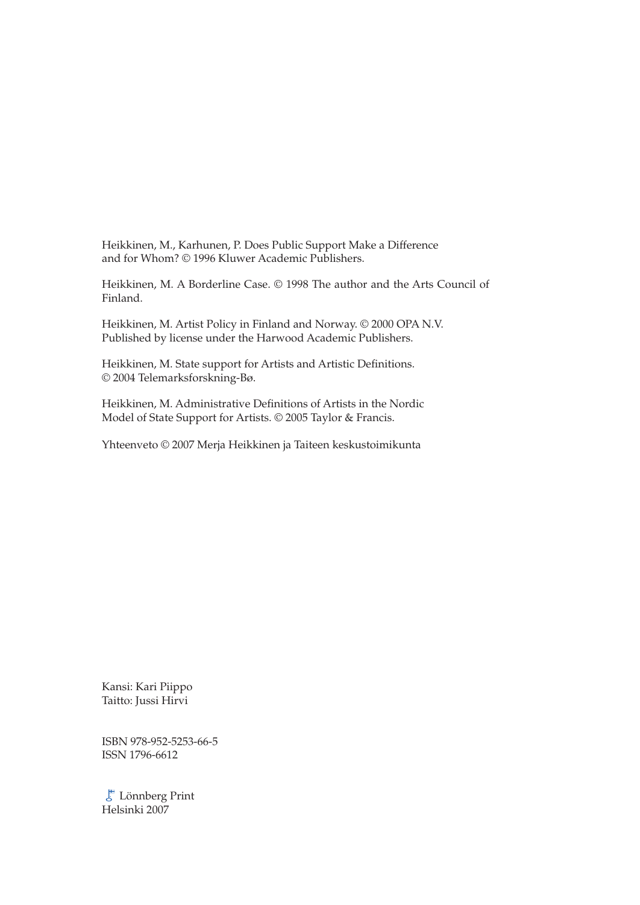Heikkinen, M., Karhunen, P. Does Public Support Make a Difference and for Whom? © 1996 Kluwer Academic Publishers.

Heikkinen, M. A Borderline Case. © 1998 The author and the Arts Council of Finland.

Heikkinen, M. Artist Policy in Finland and Norway. © 2000 OPA N.V. Published by license under the Harwood Academic Publishers.

Heikkinen, M. State support for Artists and Artistic Definitions. © 2004 Telemarksforskning-Bø.

Heikkinen, M. Administrative Definitions of Artists in the Nordic Model of State Support for Artists. © 2005 Taylor & Francis.

Yhteenveto © 2007 Merja Heikkinen ja Taiteen keskustoimikunta

Kansi: Kari Piippo
Taitto: Jussi Hirvi

ISBN 978-952-5253-66-5
ISSN 1796-6612

Lönnberg Print
Helsinki 2007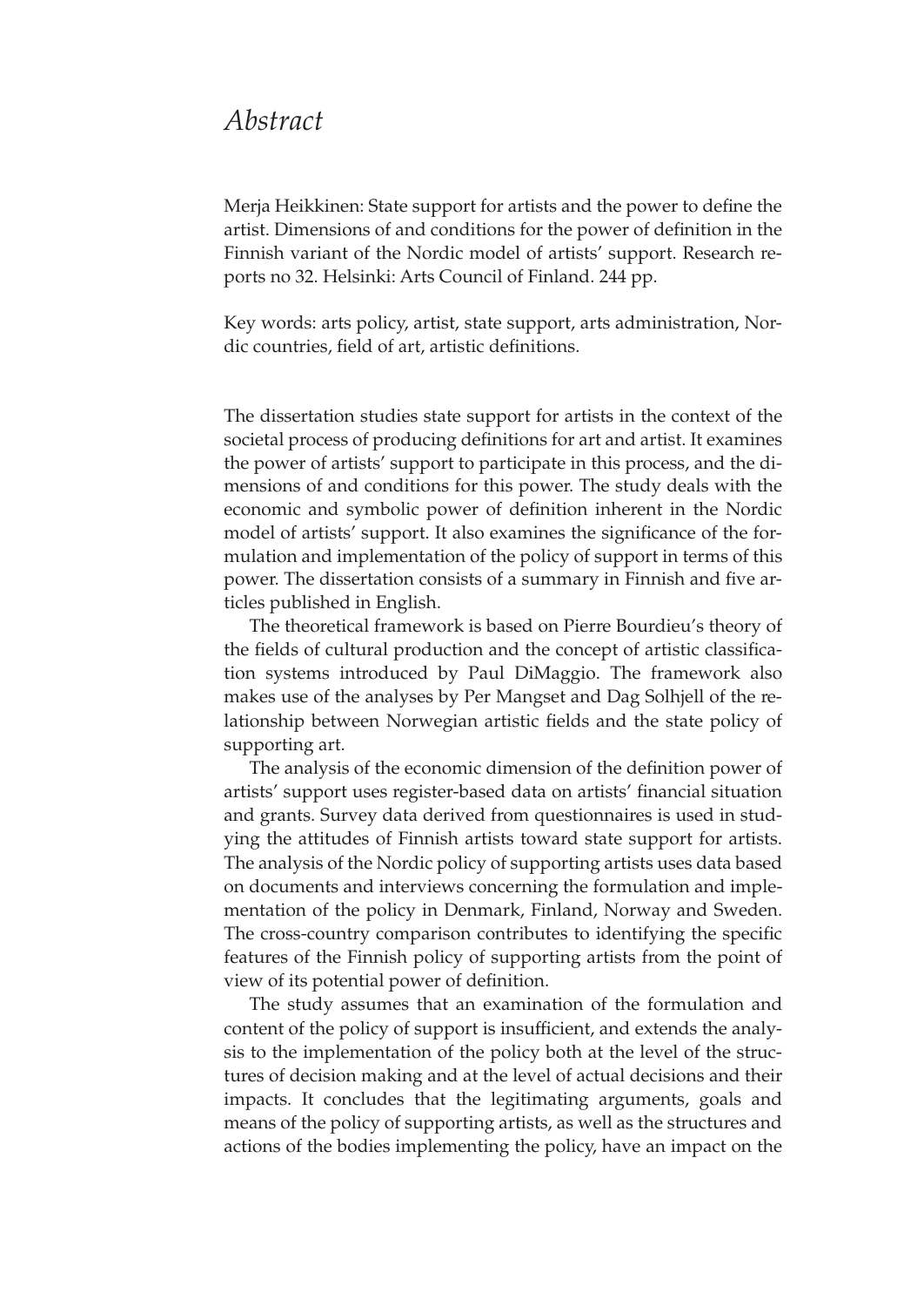# *Abstract*

Merja Heikkinen: State support for artists and the power to define the artist. Dimensions of and conditions for the power of definition in the Finnish variant of the Nordic model of artists' support. Research reports no 32. Helsinki: Arts Council of Finland. 244 pp.

Key words: arts policy, artist, state support, arts administration, Nordic countries, field of art, artistic definitions.

The dissertation studies state support for artists in the context of the societal process of producing definitions for art and artist. It examines the power of artists' support to participate in this process, and the dimensions of and conditions for this power. The study deals with the economic and symbolic power of definition inherent in the Nordic model of artists' support. It also examines the significance of the formulation and implementation of the policy of support in terms of this power. The dissertation consists of a summary in Finnish and five articles published in English.

The theoretical framework is based on Pierre Bourdieu's theory of the fields of cultural production and the concept of artistic classification systems introduced by Paul DiMaggio. The framework also makes use of the analyses by Per Mangset and Dag Solhjell of the relationship between Norwegian artistic fields and the state policy of supporting art.

The analysis of the economic dimension of the definition power of artists' support uses register-based data on artists' financial situation and grants. Survey data derived from questionnaires is used in studying the attitudes of Finnish artists toward state support for artists. The analysis of the Nordic policy of supporting artists uses data based on documents and interviews concerning the formulation and implementation of the policy in Denmark, Finland, Norway and Sweden. The cross-country comparison contributes to identifying the specific features of the Finnish policy of supporting artists from the point of view of its potential power of definition.

The study assumes that an examination of the formulation and content of the policy of support is insufficient, and extends the analysis to the implementation of the policy both at the level of the structures of decision making and at the level of actual decisions and their impacts. It concludes that the legitimating arguments, goals and means of the policy of supporting artists, as well as the structures and actions of the bodies implementing the policy, have an impact on the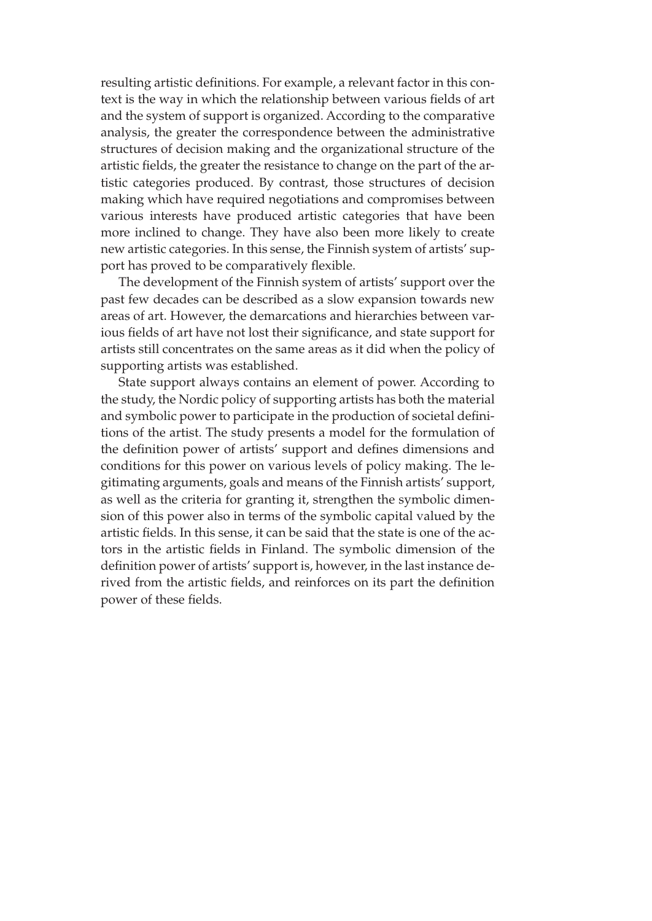resulting artistic definitions. For example, a relevant factor in this context is the way in which the relationship between various fields of art and the system of support is organized. According to the comparative analysis, the greater the correspondence between the administrative structures of decision making and the organizational structure of the artistic fields, the greater the resistance to change on the part of the artistic categories produced. By contrast, those structures of decision making which have required negotiations and compromises between various interests have produced artistic categories that have been more inclined to change. They have also been more likely to create new artistic categories. In this sense, the Finnish system of artists' support has proved to be comparatively flexible.

The development of the Finnish system of artists' support over the past few decades can be described as a slow expansion towards new areas of art. However, the demarcations and hierarchies between various fields of art have not lost their significance, and state support for artists still concentrates on the same areas as it did when the policy of supporting artists was established.

State support always contains an element of power. According to the study, the Nordic policy of supporting artists has both the material and symbolic power to participate in the production of societal definitions of the artist. The study presents a model for the formulation of the definition power of artists' support and defines dimensions and conditions for this power on various levels of policy making. The legitimating arguments, goals and means of the Finnish artists' support, as well as the criteria for granting it, strengthen the symbolic dimension of this power also in terms of the symbolic capital valued by the artistic fields. In this sense, it can be said that the state is one of the actors in the artistic fields in Finland. The symbolic dimension of the definition power of artists' support is, however, in the last instance derived from the artistic fields, and reinforces on its part the definition power of these fields.